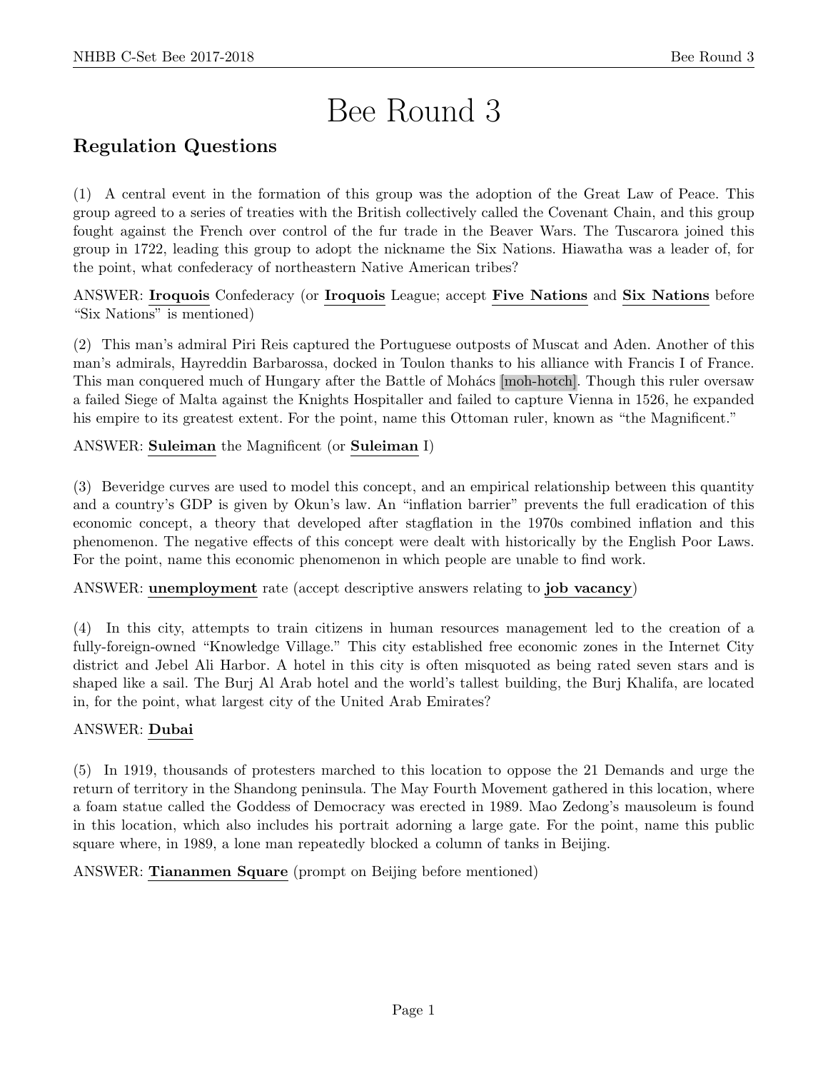# Bee Round 3

## Regulation Questions

(1) A central event in the formation of this group was the adoption of the Great Law of Peace. This group agreed to a series of treaties with the British collectively called the Covenant Chain, and this group fought against the French over control of the fur trade in the Beaver Wars. The Tuscarora joined this group in 1722, leading this group to adopt the nickname the Six Nations. Hiawatha was a leader of, for the point, what confederacy of northeastern Native American tribes?

ANSWER: **Iroquois** Confederacy (or **Iroquois** League; accept **Five Nations** and **Six Nations** before "Six Nations" is mentioned)

(2) This man's admiral Piri Reis captured the Portuguese outposts of Muscat and Aden. Another of this man's admirals, Hayreddin Barbarossa, docked in Toulon thanks to his alliance with Francis I of France. This man conquered much of Hungary after the Battle of Mohács [moh-hotch]. Though this ruler oversaw a failed Siege of Malta against the Knights Hospitaller and failed to capture Vienna in 1526, he expanded his empire to its greatest extent. For the point, name this Ottoman ruler, known as "the Magnificent."

ANSWER: **Suleiman** the Magnificent (or **Suleiman** I)

(3) Beveridge curves are used to model this concept, and an empirical relationship between this quantity and a country's GDP is given by Okun's law. An "inflation barrier" prevents the full eradication of this economic concept, a theory that developed after stagflation in the 1970s combined inflation and this phenomenon. The negative effects of this concept were dealt with historically by the English Poor Laws. For the point, name this economic phenomenon in which people are unable to find work.

ANSWER: **unemployment** rate (accept descriptive answers relating to **job vacancy**)

(4) In this city, attempts to train citizens in human resources management led to the creation of a fully-foreign-owned "Knowledge Village." This city established free economic zones in the Internet City district and Jebel Ali Harbor. A hotel in this city is often misquoted as being rated seven stars and is shaped like a sail. The Burj Al Arab hotel and the world's tallest building, the Burj Khalifa, are located in, for the point, what largest city of the United Arab Emirates?

ANSWER: **Dubai**

(5) In 1919, thousands of protesters marched to this location to oppose the 21 Demands and urge the return of territory in the Shandong peninsula. The May Fourth Movement gathered in this location, where a foam statue called the Goddess of Democracy was erected in 1989. Mao Zedong's mausoleum is found in this location, which also includes his portrait adorning a large gate. For the point, name this public square where, in 1989, a lone man repeatedly blocked a column of tanks in Beijing.

ANSWER: **Tiananmen Square** (prompt on Beijing before mentioned)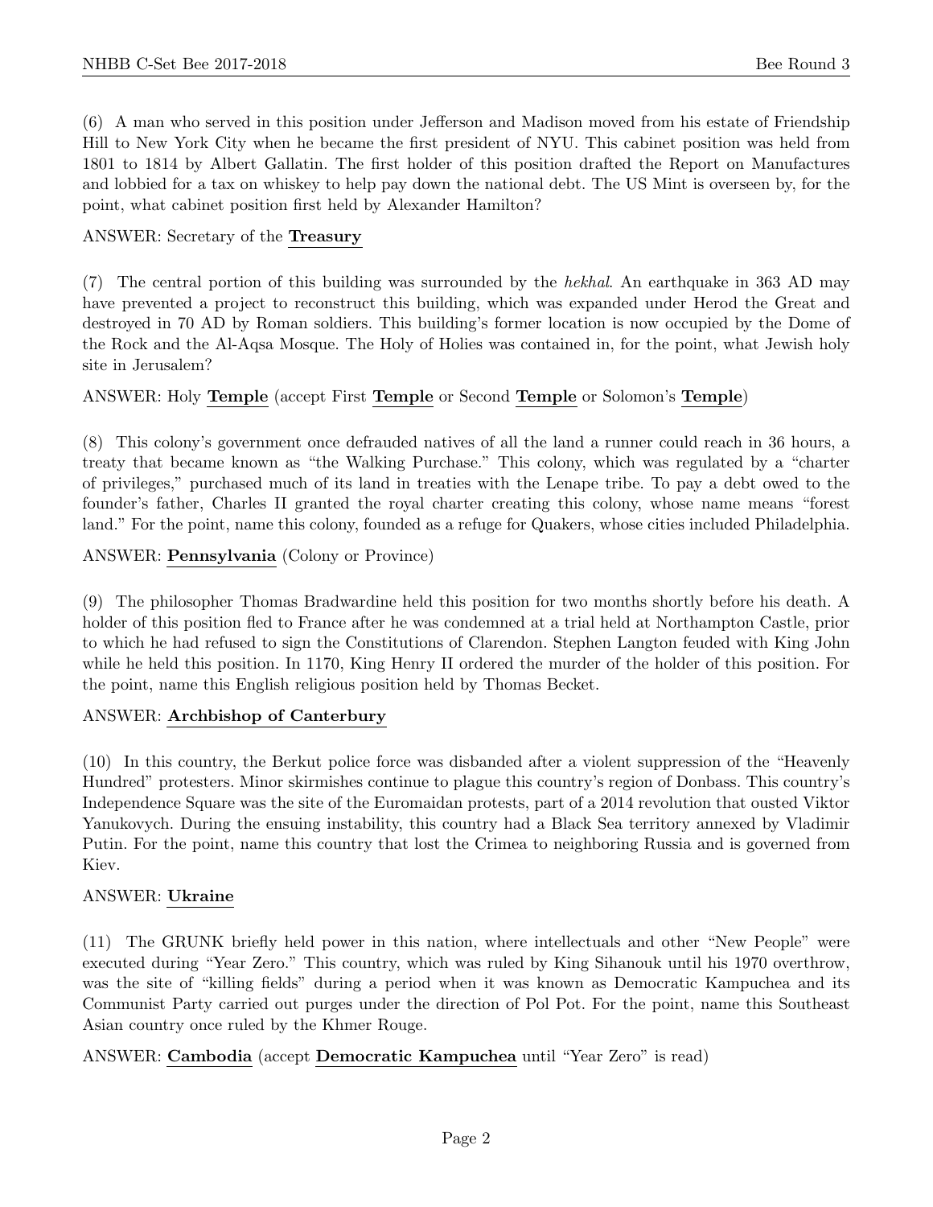(6) A man who served in this position under Jefferson and Madison moved from his estate of Friendship Hill to New York City when he became the first president of NYU. This cabinet position was held from 1801 to 1814 by Albert Gallatin. The first holder of this position drafted the Report on Manufactures and lobbied for a tax on whiskey to help pay down the national debt. The US Mint is overseen by, for the point, what cabinet position first held by Alexander Hamilton?

ANSWER: Secretary of the **Treasury**

(7) The central portion of this building was surrounded by the *hekhal*. An earthquake in 363 AD may have prevented a project to reconstruct this building, which was expanded under Herod the Great and destroyed in 70 AD by Roman soldiers. This building's former location is now occupied by the Dome of the Rock and the Al-Aqsa Mosque. The Holy of Holies was contained in, for the point, what Jewish holy site in Jerusalem?

ANSWER: Holy **Temple** (accept First **Temple** or Second **Temple** or Solomon's **Temple**)

(8) This colony's government once defrauded natives of all the land a runner could reach in 36 hours, a treaty that became known as "the Walking Purchase." This colony, which was regulated by a "charter of privileges," purchased much of its land in treaties with the Lenape tribe. To pay a debt owed to the founder's father, Charles II granted the royal charter creating this colony, whose name means "forest land." For the point, name this colony, founded as a refuge for Quakers, whose cities included Philadelphia.

ANSWER: **Pennsylvania** (Colony or Province)

(9) The philosopher Thomas Bradwardine held this position for two months shortly before his death. A holder of this position fled to France after he was condemned at a trial held at Northampton Castle, prior to which he had refused to sign the Constitutions of Clarendon. Stephen Langton feuded with King John while he held this position. In 1170, King Henry II ordered the murder of the holder of this position. For the point, name this English religious position held by Thomas Becket.

ANSWER: **Archbishop of Canterbury**

(10) In this country, the Berkut police force was disbanded after a violent suppression of the "Heavenly Hundred" protesters. Minor skirmishes continue to plague this country's region of Donbass. This country's Independence Square was the site of the Euromaidan protests, part of a 2014 revolution that ousted Viktor Yanukovych. During the ensuing instability, this country had a Black Sea territory annexed by Vladimir Putin. For the point, name this country that lost the Crimea to neighboring Russia and is governed from Kiev.

ANSWER: **Ukraine**

(11) The GRUNK briefly held power in this nation, where intellectuals and other "New People" were executed during "Year Zero." This country, which was ruled by King Sihanouk until his 1970 overthrow, was the site of "killing fields" during a period when it was known as Democratic Kampuchea and its Communist Party carried out purges under the direction of Pol Pot. For the point, name this Southeast Asian country once ruled by the Khmer Rouge.

ANSWER: **Cambodia** (accept **Democratic Kampuchea** until "Year Zero" is read)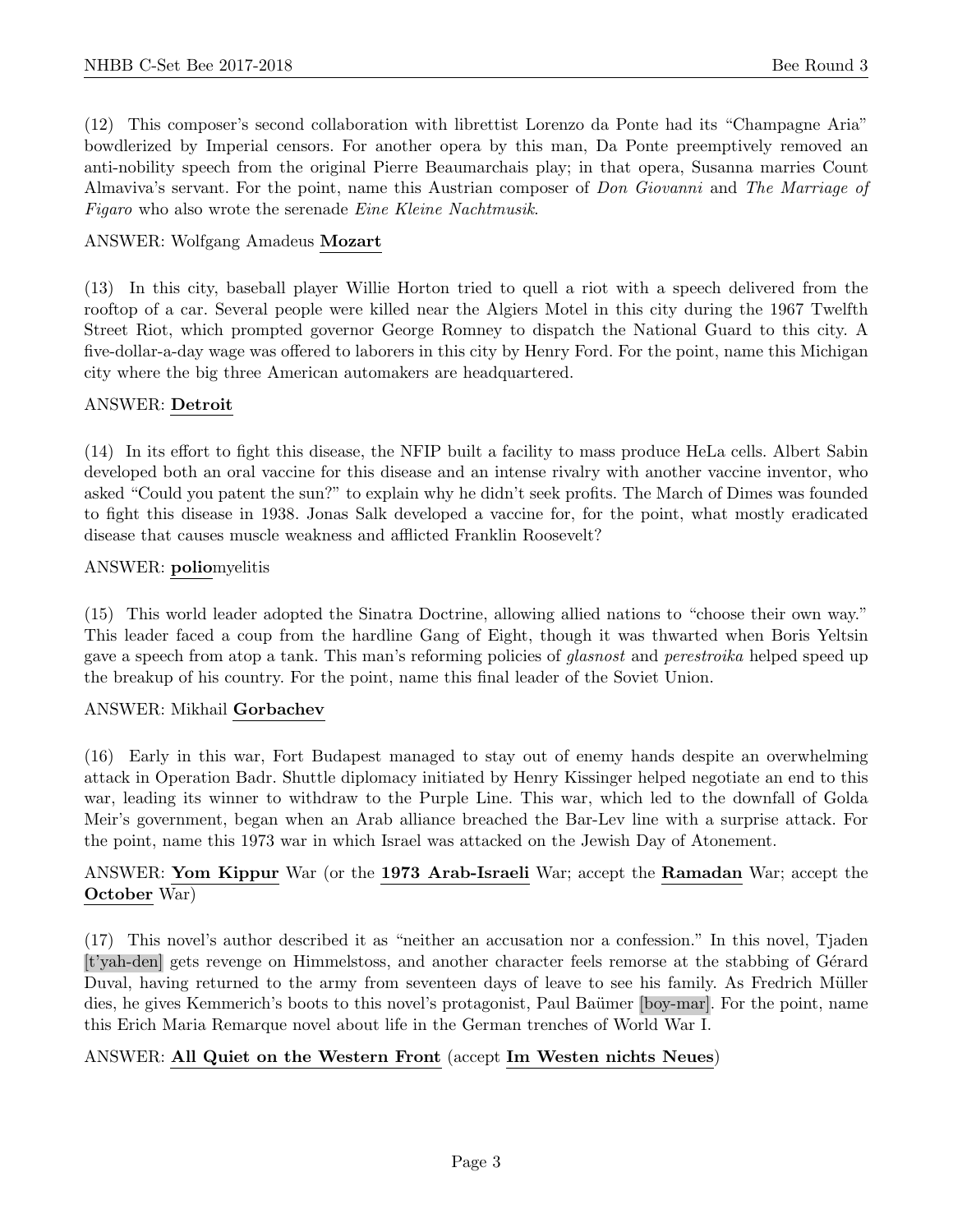(12) This composer's second collaboration with librettist Lorenzo da Ponte had its "Champagne Aria" bowdlerized by Imperial censors. For another opera by this man, Da Ponte preemptively removed an anti-nobility speech from the original Pierre Beaumarchais play; in that opera, Susanna marries Count Almaviva's servant. For the point, name this Austrian composer of *Don Giovanni* and *The Marriage of Figaro* who also wrote the serenade *Eine Kleine Nachtmusik*.

ANSWER: Wolfgang Amadeus **Mozart**

(13) In this city, baseball player Willie Horton tried to quell a riot with a speech delivered from the rooftop of a car. Several people were killed near the Algiers Motel in this city during the 1967 Twelfth Street Riot, which prompted governor George Romney to dispatch the National Guard to this city. A five-dollar-a-day wage was offered to laborers in this city by Henry Ford. For the point, name this Michigan city where the big three American automakers are headquartered.

ANSWER: **Detroit**

(14) In its effort to fight this disease, the NFIP built a facility to mass produce HeLa cells. Albert Sabin developed both an oral vaccine for this disease and an intense rivalry with another vaccine inventor, who asked "Could you patent the sun?" to explain why he didn't seek profits. The March of Dimes was founded to fight this disease in 1938. Jonas Salk developed a vaccine for, for the point, what mostly eradicated disease that causes muscle weakness and afflicted Franklin Roosevelt?

ANSWER: **polio**myelitis

(15) This world leader adopted the Sinatra Doctrine, allowing allied nations to "choose their own way." This leader faced a coup from the hardline Gang of Eight, though it was thwarted when Boris Yeltsin gave a speech from atop a tank. This man's reforming policies of *glasnost* and *perestroika* helped speed up the breakup of his country. For the point, name this final leader of the Soviet Union.

ANSWER: Mikhail **Gorbachev**

(16) Early in this war, Fort Budapest managed to stay out of enemy hands despite an overwhelming attack in Operation Badr. Shuttle diplomacy initiated by Henry Kissinger helped negotiate an end to this war, leading its winner to withdraw to the Purple Line. This war, which led to the downfall of Golda Meir's government, began when an Arab alliance breached the Bar-Lev line with a surprise attack. For the point, name this 1973 war in which Israel was attacked on the Jewish Day of Atonement.

ANSWER: **Yom Kippur** War (or the **1973 Arab-Israeli** War; accept the **Ramadan** War; accept the **October** War)

(17) This novel's author described it as "neither an accusation nor a confession." In this novel, Tjaden [t'yah-den] gets revenge on Himmelstoss, and another character feels remorse at the stabbing of Gérard Duval, having returned to the army from seventeen days of leave to see his family. As Fredrich Müller dies, he gives Kemmerich's boots to this novel's protagonist, Paul Baümer [boy-mar]. For the point, name this Erich Maria Remarque novel about life in the German trenches of World War I.

ANSWER: **All Quiet on the Western Front** (accept **Im Westen nichts Neues**)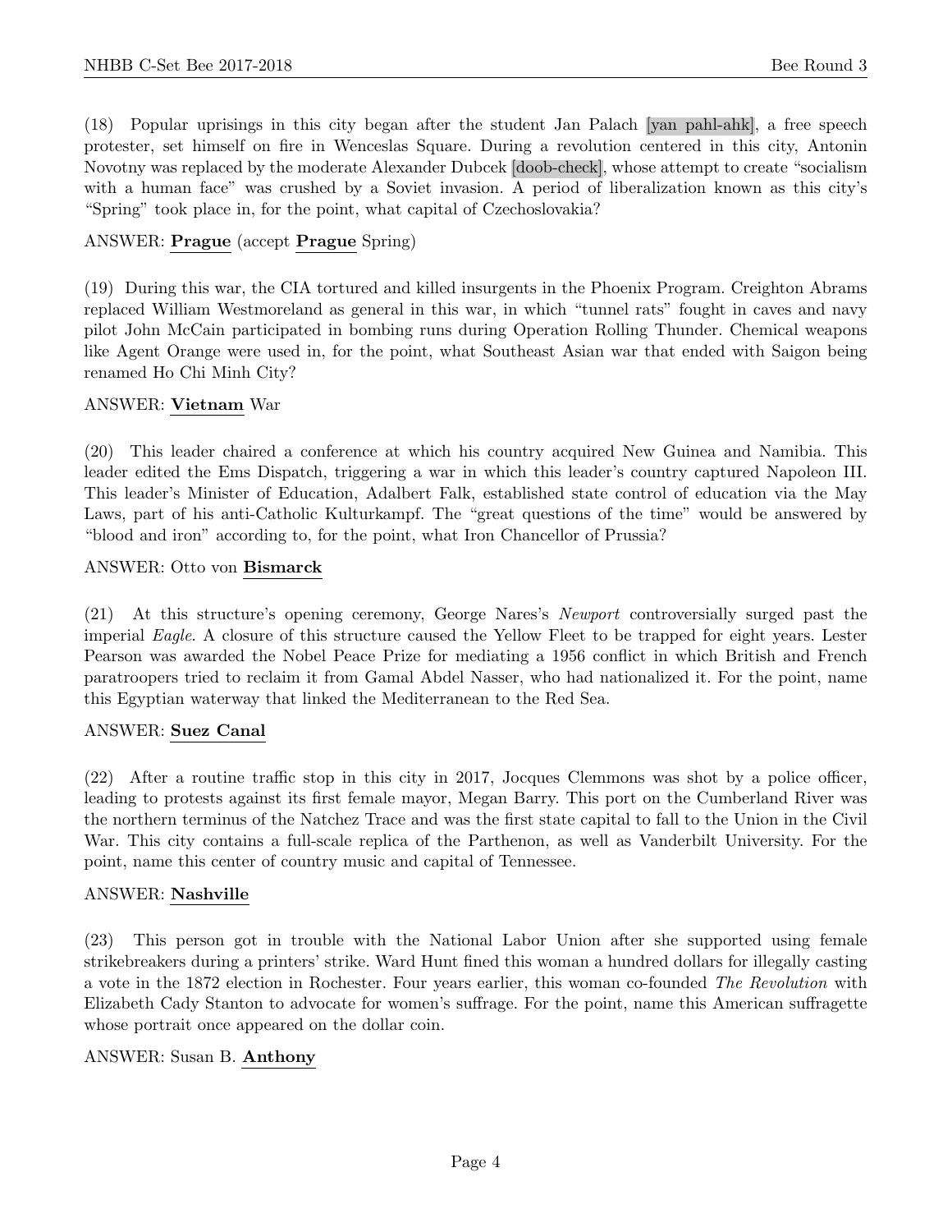(18) Popular uprisings in this city began after the student Jan Palach [yan pahl-ahk], a free speech protester, set himself on fire in Wenceslas Square. During a revolution centered in this city, Antonin Novotny was replaced by the moderate Alexander Dubcek [doob-check], whose attempt to create "socialism with a human face" was crushed by a Soviet invasion. A period of liberalization known as this city's "Spring" took place in, for the point, what capital of Czechoslovakia?

ANSWER: **Prague** (accept **Prague** Spring)

(19) During this war, the CIA tortured and killed insurgents in the Phoenix Program. Creighton Abrams replaced William Westmoreland as general in this war, in which "tunnel rats" fought in caves and navy pilot John McCain participated in bombing runs during Operation Rolling Thunder. Chemical weapons like Agent Orange were used in, for the point, what Southeast Asian war that ended with Saigon being renamed Ho Chi Minh City?

ANSWER: **Vietnam** War

(20) This leader chaired a conference at which his country acquired New Guinea and Namibia. This leader edited the Ems Dispatch, triggering a war in which this leader's country captured Napoleon III. This leader's Minister of Education, Adalbert Falk, established state control of education via the May Laws, part of his anti-Catholic Kulturkampf. The "great questions of the time" would be answered by "blood and iron" according to, for the point, what Iron Chancellor of Prussia?

ANSWER: Otto von **Bismarck**

(21) At this structure's opening ceremony, George Nares's *Newport* controversially surged past the imperial *Eagle*. A closure of this structure caused the Yellow Fleet to be trapped for eight years. Lester Pearson was awarded the Nobel Peace Prize for mediating a 1956 conflict in which British and French paratroopers tried to reclaim it from Gamal Abdel Nasser, who had nationalized it. For the point, name this Egyptian waterway that linked the Mediterranean to the Red Sea.

ANSWER: **Suez Canal**

(22) After a routine traffic stop in this city in 2017, Jocques Clemmons was shot by a police officer, leading to protests against its first female mayor, Megan Barry. This port on the Cumberland River was the northern terminus of the Natchez Trace and was the first state capital to fall to the Union in the Civil War. This city contains a full-scale replica of the Parthenon, as well as Vanderbilt University. For the point, name this center of country music and capital of Tennessee.

ANSWER: **Nashville**

(23) This person got in trouble with the National Labor Union after she supported using female strikebreakers during a printers' strike. Ward Hunt fined this woman a hundred dollars for illegally casting a vote in the 1872 election in Rochester. Four years earlier, this woman co-founded *The Revolution* with Elizabeth Cady Stanton to advocate for women's suffrage. For the point, name this American suffragette whose portrait once appeared on the dollar coin.

ANSWER: Susan B. **Anthony**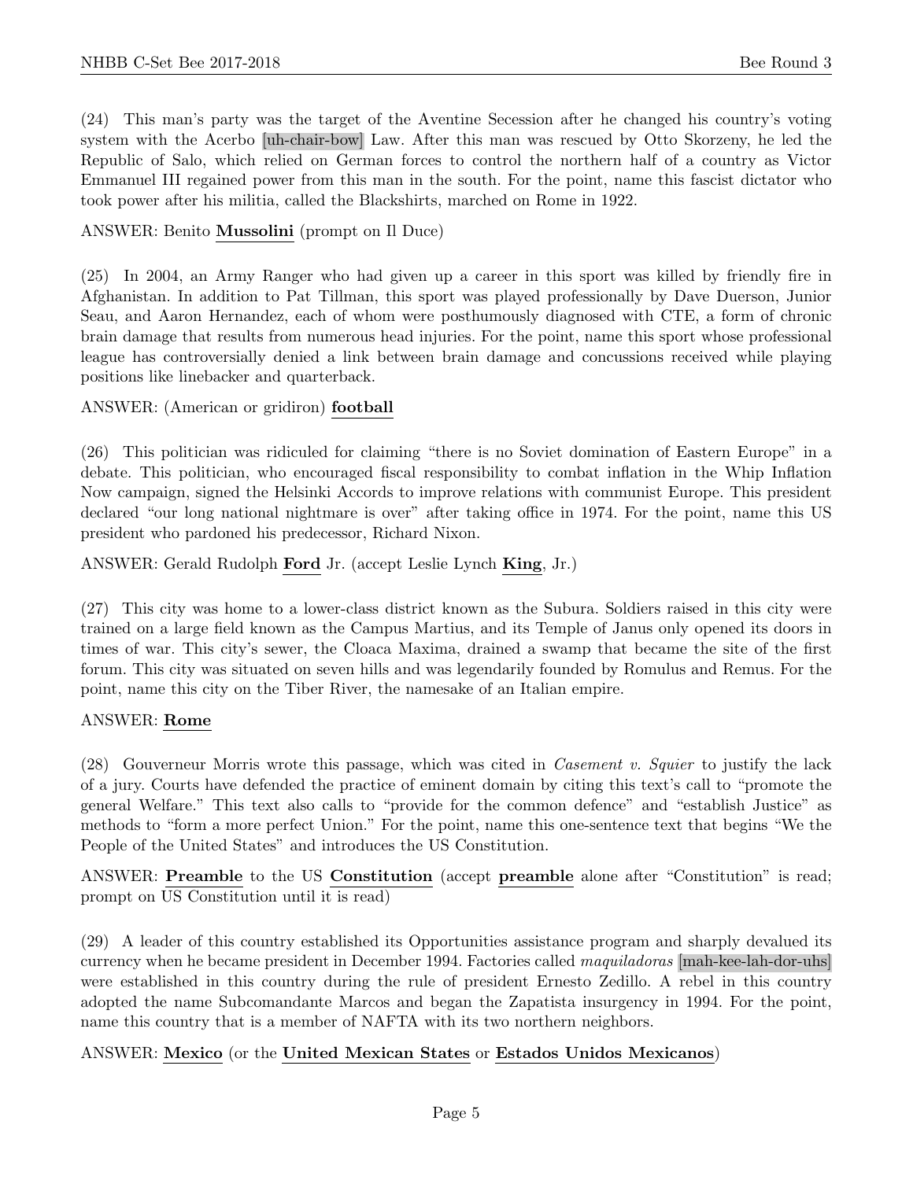(24) This man's party was the target of the Aventine Secession after he changed his country's voting system with the Acerbo [uh-chair-bow] Law. After this man was rescued by Otto Skorzeny, he led the Republic of Salo, which relied on German forces to control the northern half of a country as Victor Emmanuel III regained power from this man in the south. For the point, name this fascist dictator who took power after his militia, called the Blackshirts, marched on Rome in 1922.

ANSWER: Benito **Mussolini** (prompt on Il Duce)

(25) In 2004, an Army Ranger who had given up a career in this sport was killed by friendly fire in Afghanistan. In addition to Pat Tillman, this sport was played professionally by Dave Duerson, Junior Seau, and Aaron Hernandez, each of whom were posthumously diagnosed with CTE, a form of chronic brain damage that results from numerous head injuries. For the point, name this sport whose professional league has controversially denied a link between brain damage and concussions received while playing positions like linebacker and quarterback.

ANSWER: (American or gridiron) **football**

(26) This politician was ridiculed for claiming "there is no Soviet domination of Eastern Europe" in a debate. This politician, who encouraged fiscal responsibility to combat inflation in the Whip Inflation Now campaign, signed the Helsinki Accords to improve relations with communist Europe. This president declared "our long national nightmare is over" after taking office in 1974. For the point, name this US president who pardoned his predecessor, Richard Nixon.

ANSWER: Gerald Rudolph **Ford** Jr. (accept Leslie Lynch **King**, Jr.)

(27) This city was home to a lower-class district known as the Subura. Soldiers raised in this city were trained on a large field known as the Campus Martius, and its Temple of Janus only opened its doors in times of war. This city's sewer, the Cloaca Maxima, drained a swamp that became the site of the first forum. This city was situated on seven hills and was legendarily founded by Romulus and Remus. For the point, name this city on the Tiber River, the namesake of an Italian empire.

ANSWER: **Rome**

(28) Gouverneur Morris wrote this passage, which was cited in *Casement v. Squier* to justify the lack of a jury. Courts have defended the practice of eminent domain by citing this text's call to "promote the general Welfare." This text also calls to "provide for the common defence" and "establish Justice" as methods to "form a more perfect Union." For the point, name this one-sentence text that begins "We the People of the United States" and introduces the US Constitution.

ANSWER: **Preamble** to the US **Constitution** (accept **preamble** alone after "Constitution" is read; prompt on US Constitution until it is read)

(29) A leader of this country established its Opportunities assistance program and sharply devalued its currency when he became president in December 1994. Factories called *maquiladoras* [mah-kee-lah-dor-uhs] were established in this country during the rule of president Ernesto Zedillo. A rebel in this country adopted the name Subcomandante Marcos and began the Zapatista insurgency in 1994. For the point, name this country that is a member of NAFTA with its two northern neighbors.

ANSWER: **Mexico** (or the **United Mexican States** or **Estados Unidos Mexicanos**)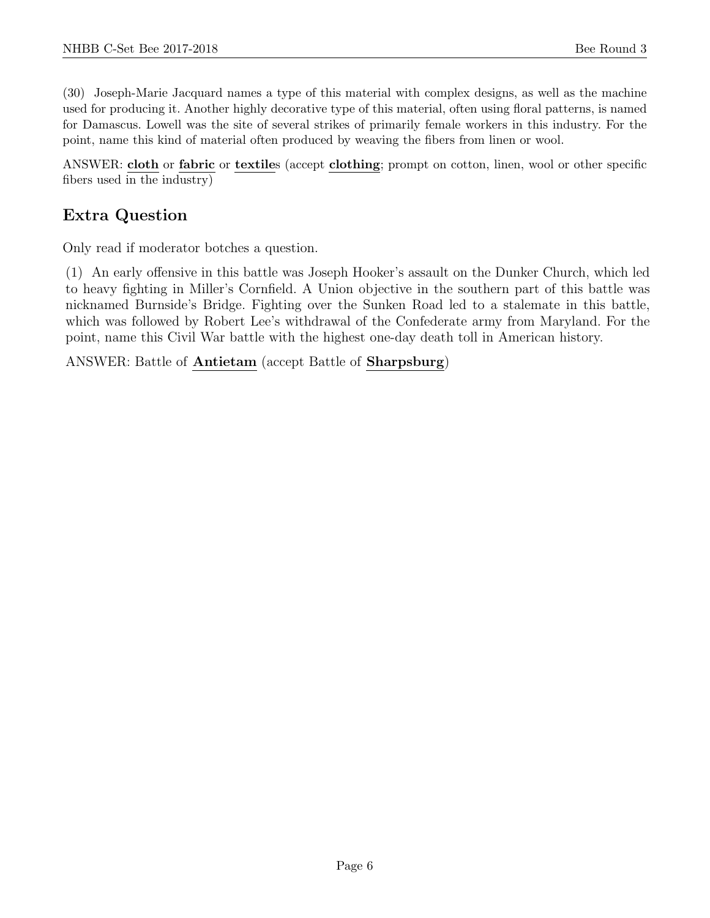(30) Joseph-Marie Jacquard names a type of this material with complex designs, as well as the machine used for producing it. Another highly decorative type of this material, often using floral patterns, is named for Damascus. Lowell was the site of several strikes of primarily female workers in this industry. For the point, name this kind of material often produced by weaving the fibers from linen or wool.

ANSWER: **cloth** or **fabric** or **textile**s (accept **clothing**; prompt on cotton, linen, wool or other specific fibers used in the industry)

## Extra Question

Only read if moderator botches a question.

(1) An early offensive in this battle was Joseph Hooker's assault on the Dunker Church, which led to heavy fighting in Miller's Cornfield. A Union objective in the southern part of this battle was nicknamed Burnside's Bridge. Fighting over the Sunken Road led to a stalemate in this battle, which was followed by Robert Lee's withdrawal of the Confederate army from Maryland. For the point, name this Civil War battle with the highest one-day death toll in American history.

ANSWER: Battle of **Antietam** (accept Battle of **Sharpsburg**)